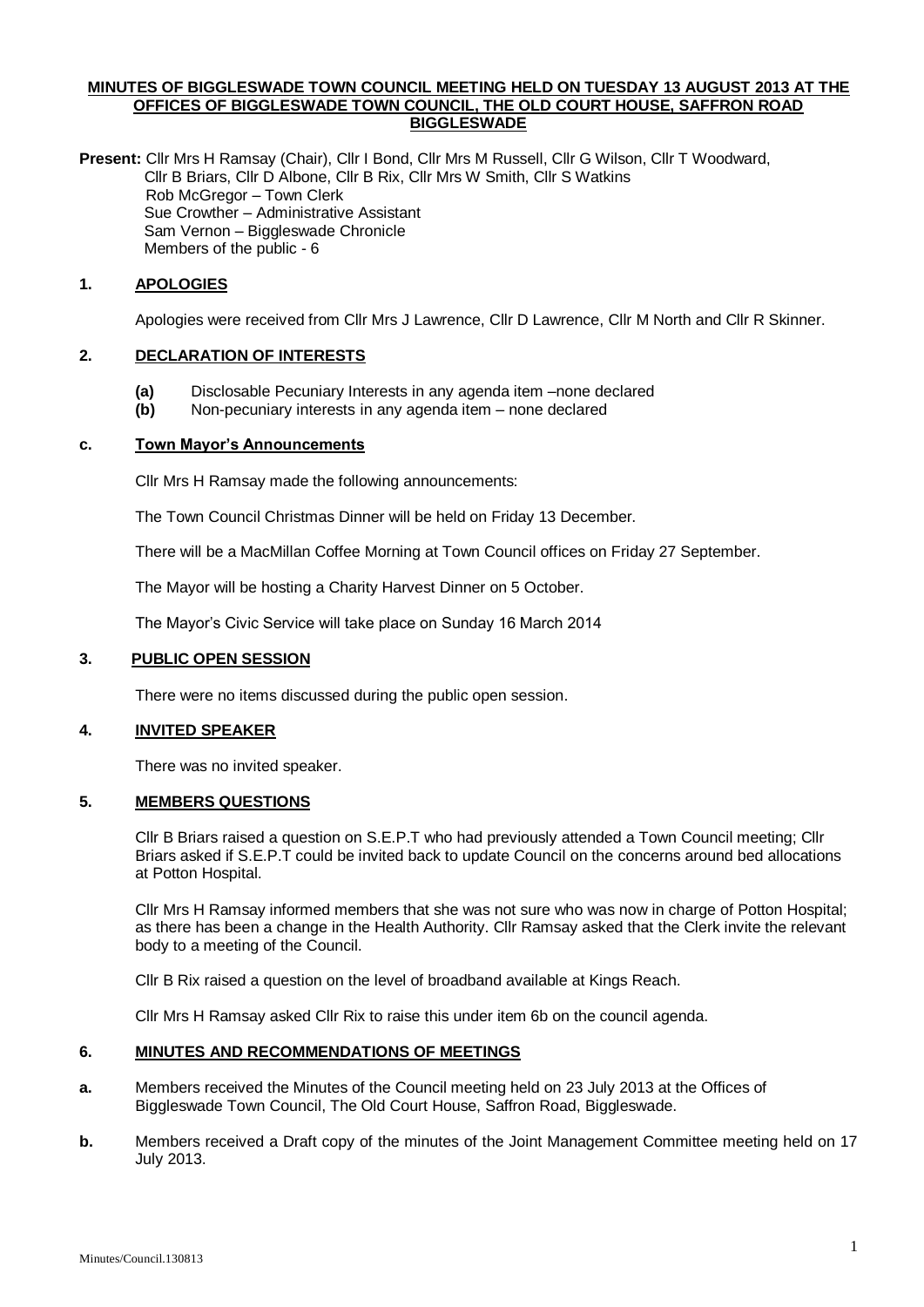**MINUTES OF BIGGLESWADE TOWN COUNCIL MEETING HELD ON TUESDAY 13 AUGUST 2013 AT THE OFFICES OF BIGGLESWADE TOWN COUNCIL, THE OLD COURT HOUSE, SAFFRON ROAD BIGGLESWADE**

**Present:** Cllr Mrs H Ramsay (Chair), Cllr I Bond, Cllr Mrs M Russell, Cllr G Wilson, Cllr T Woodward, Cllr B Briars, Cllr D Albone, Cllr B Rix, Cllr Mrs W Smith, Cllr S Watkins
Rob McGregor – Town Clerk
Sue Crowther – Administrative Assistant
Sam Vernon – Biggleswade Chronicle
Members of the public - 6

## 1. APOLOGIES

Apologies were received from Cllr Mrs J Lawrence, Cllr D Lawrence, Cllr M North and Cllr R Skinner.

## 2. DECLARATION OF INTERESTS

**(a)** Disclosable Pecuniary Interests in any agenda item –none declared
**(b)** Non-pecuniary interests in any agenda item – none declared

## c. Town Mayor's Announcements

Cllr Mrs H Ramsay made the following announcements:

The Town Council Christmas Dinner will be held on Friday 13 December.

There will be a MacMillan Coffee Morning at Town Council offices on Friday 27 September.

The Mayor will be hosting a Charity Harvest Dinner on 5 October.

The Mayor's Civic Service will take place on Sunday 16 March 2014

## 3. PUBLIC OPEN SESSION

There were no items discussed during the public open session.

## 4. INVITED SPEAKER

There was no invited speaker.

## 5. MEMBERS QUESTIONS

Cllr B Briars raised a question on S.E.P.T who had previously attended a Town Council meeting; Cllr Briars asked if S.E.P.T could be invited back to update Council on the concerns around bed allocations at Potton Hospital.

Cllr Mrs H Ramsay informed members that she was not sure who was now in charge of Potton Hospital; as there has been a change in the Health Authority. Cllr Ramsay asked that the Clerk invite the relevant body to a meeting of the Council.

Cllr B Rix raised a question on the level of broadband available at Kings Reach.

Cllr Mrs H Ramsay asked Cllr Rix to raise this under item 6b on the council agenda.

## 6. MINUTES AND RECOMMENDATIONS OF MEETINGS

**a.** Members received the Minutes of the Council meeting held on 23 July 2013 at the Offices of Biggleswade Town Council, The Old Court House, Saffron Road, Biggleswade.

**b.** Members received a Draft copy of the minutes of the Joint Management Committee meeting held on 17 July 2013.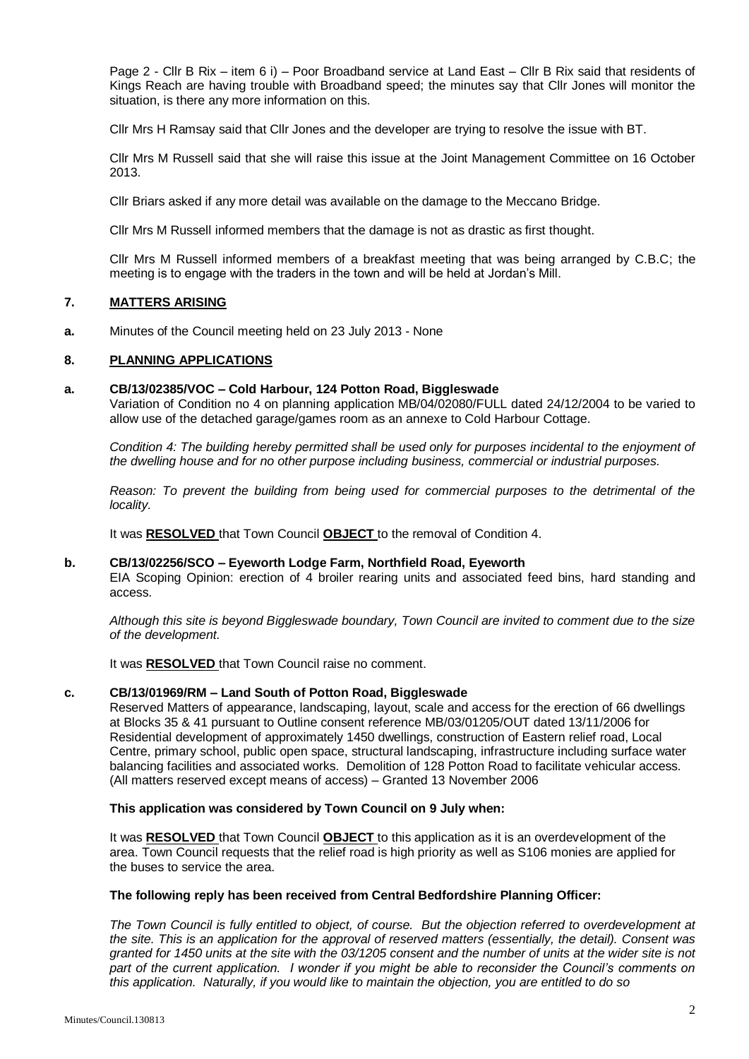Page 2 - Cllr B Rix – item 6 i) – Poor Broadband service at Land East – Cllr B Rix said that residents of Kings Reach are having trouble with Broadband speed; the minutes say that Cllr Jones will monitor the situation, is there any more information on this.

Cllr Mrs H Ramsay said that Cllr Jones and the developer are trying to resolve the issue with BT.

Cllr Mrs M Russell said that she will raise this issue at the Joint Management Committee on 16 October 2013.

Cllr Briars asked if any more detail was available on the damage to the Meccano Bridge.

Cllr Mrs M Russell informed members that the damage is not as drastic as first thought.

Cllr Mrs M Russell informed members of a breakfast meeting that was being arranged by C.B.C; the meeting is to engage with the traders in the town and will be held at Jordan's Mill.

## 7. MATTERS ARISING

**a.** Minutes of the Council meeting held on 23 July 2013 - None

## 8. PLANNING APPLICATIONS

**a. CB/13/02385/VOC – Cold Harbour, 124 Potton Road, Biggleswade**

Variation of Condition no 4 on planning application MB/04/02080/FULL dated 24/12/2004 to be varied to allow use of the detached garage/games room as an annexe to Cold Harbour Cottage.

*Condition 4: The building hereby permitted shall be used only for purposes incidental to the enjoyment of the dwelling house and for no other purpose including business, commercial or industrial purposes.*

*Reason: To prevent the building from being used for commercial purposes to the detrimental of the locality.*

It was **RESOLVED** that Town Council **OBJECT** to the removal of Condition 4.

**b. CB/13/02256/SCO – Eyeworth Lodge Farm, Northfield Road, Eyeworth**

EIA Scoping Opinion: erection of 4 broiler rearing units and associated feed bins, hard standing and access.

*Although this site is beyond Biggleswade boundary, Town Council are invited to comment due to the size of the development.*

It was **RESOLVED** that Town Council raise no comment.

**c. CB/13/01969/RM – Land South of Potton Road, Biggleswade**

Reserved Matters of appearance, landscaping, layout, scale and access for the erection of 66 dwellings at Blocks 35 & 41 pursuant to Outline consent reference MB/03/01205/OUT dated 13/11/2006 for Residential development of approximately 1450 dwellings, construction of Eastern relief road, Local Centre, primary school, public open space, structural landscaping, infrastructure including surface water balancing facilities and associated works. Demolition of 128 Potton Road to facilitate vehicular access. (All matters reserved except means of access) – Granted 13 November 2006

**This application was considered by Town Council on 9 July when:**

It was **RESOLVED** that Town Council **OBJECT** to this application as it is an overdevelopment of the area. Town Council requests that the relief road is high priority as well as S106 monies are applied for the buses to service the area.

**The following reply has been received from Central Bedfordshire Planning Officer:**

*The Town Council is fully entitled to object, of course. But the objection referred to overdevelopment at the site. This is an application for the approval of reserved matters (essentially, the detail). Consent was granted for 1450 units at the site with the 03/1205 consent and the number of units at the wider site is not part of the current application. I wonder if you might be able to reconsider the Council's comments on this application. Naturally, if you would like to maintain the objection, you are entitled to do so*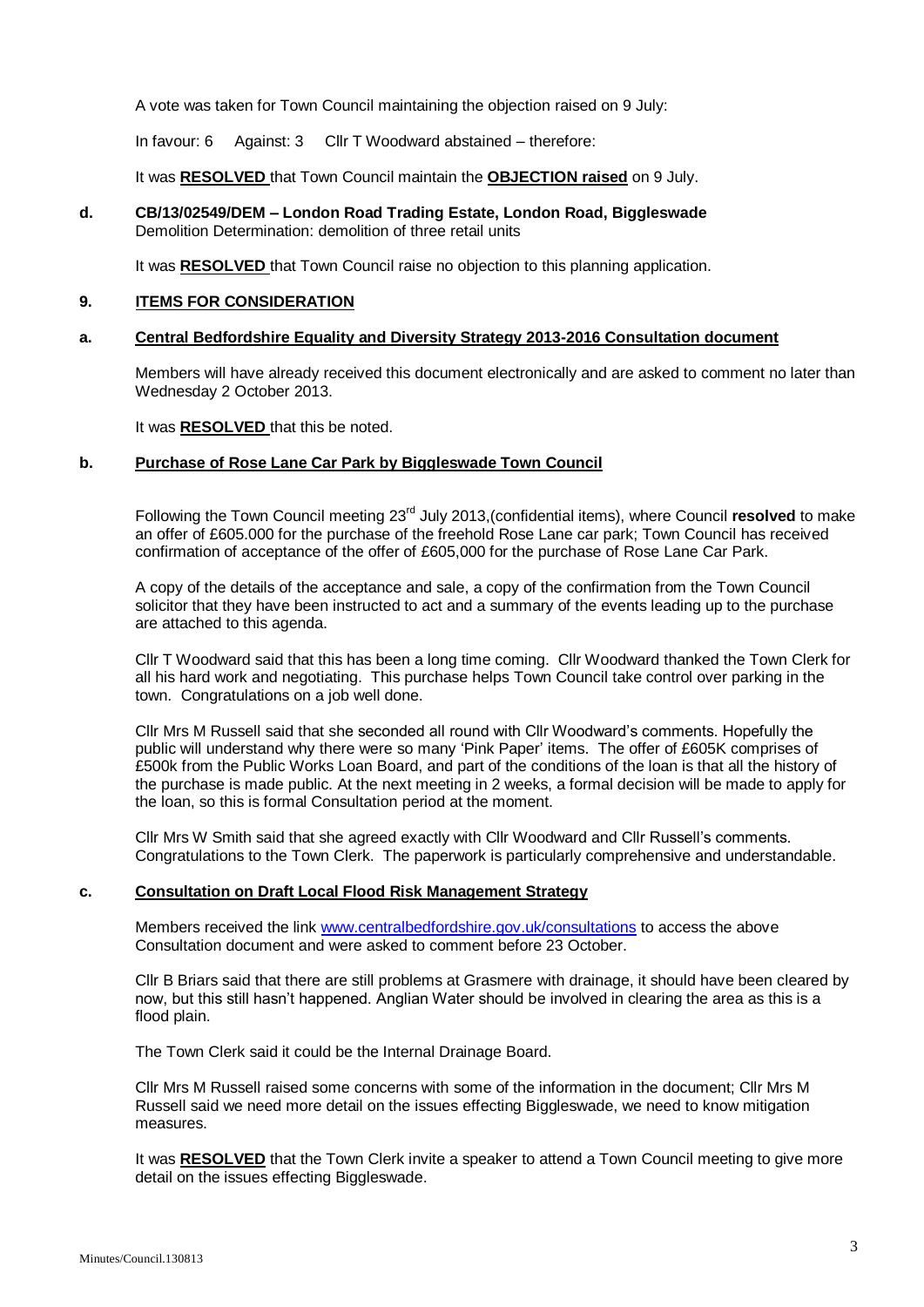A vote was taken for Town Council maintaining the objection raised on 9 July:

In favour: 6  Against: 3  Cllr T Woodward abstained – therefore:

It was **RESOLVED** that Town Council maintain the **OBJECTION raised** on 9 July.

**d. CB/13/02549/DEM – London Road Trading Estate, London Road, Biggleswade**
Demolition Determination: demolition of three retail units

It was **RESOLVED** that Town Council raise no objection to this planning application.

## 9. ITEMS FOR CONSIDERATION

### a. Central Bedfordshire Equality and Diversity Strategy 2013-2016 Consultation document

Members will have already received this document electronically and are asked to comment no later than Wednesday 2 October 2013.

It was **RESOLVED** that this be noted.

### b. Purchase of Rose Lane Car Park by Biggleswade Town Council

Following the Town Council meeting 23rd July 2013,(confidential items), where Council **resolved** to make an offer of £605.000 for the purchase of the freehold Rose Lane car park; Town Council has received confirmation of acceptance of the offer of £605,000 for the purchase of Rose Lane Car Park.

A copy of the details of the acceptance and sale, a copy of the confirmation from the Town Council solicitor that they have been instructed to act and a summary of the events leading up to the purchase are attached to this agenda.

Cllr T Woodward said that this has been a long time coming. Cllr Woodward thanked the Town Clerk for all his hard work and negotiating. This purchase helps Town Council take control over parking in the town. Congratulations on a job well done.

Cllr Mrs M Russell said that she seconded all round with Cllr Woodward's comments. Hopefully the public will understand why there were so many 'Pink Paper' items. The offer of £605K comprises of £500k from the Public Works Loan Board, and part of the conditions of the loan is that all the history of the purchase is made public. At the next meeting in 2 weeks, a formal decision will be made to apply for the loan, so this is formal Consultation period at the moment.

Cllr Mrs W Smith said that she agreed exactly with Cllr Woodward and Cllr Russell's comments. Congratulations to the Town Clerk. The paperwork is particularly comprehensive and understandable.

### c. Consultation on Draft Local Flood Risk Management Strategy

Members received the link www.centralbedfordshire.gov.uk/consultations to access the above Consultation document and were asked to comment before 23 October.

Cllr B Briars said that there are still problems at Grasmere with drainage, it should have been cleared by now, but this still hasn't happened. Anglian Water should be involved in clearing the area as this is a flood plain.

The Town Clerk said it could be the Internal Drainage Board.

Cllr Mrs M Russell raised some concerns with some of the information in the document; Cllr Mrs M Russell said we need more detail on the issues effecting Biggleswade, we need to know mitigation measures.

It was **RESOLVED** that the Town Clerk invite a speaker to attend a Town Council meeting to give more detail on the issues effecting Biggleswade.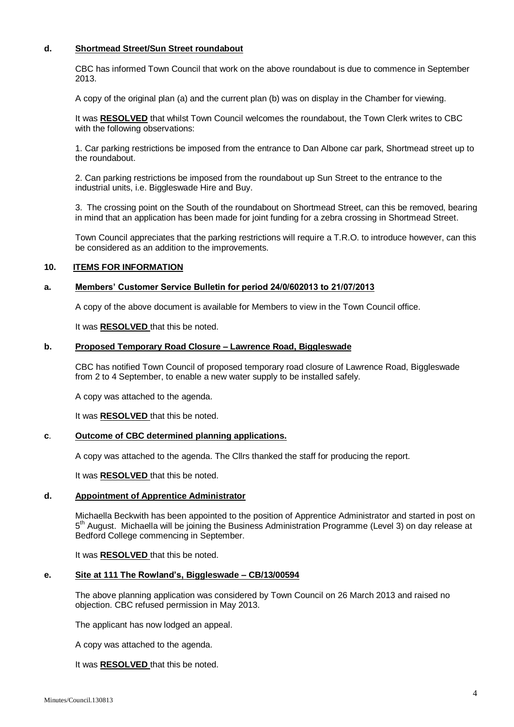### d. Shortmead Street/Sun Street roundabout

CBC has informed Town Council that work on the above roundabout is due to commence in September 2013.

A copy of the original plan (a) and the current plan (b) was on display in the Chamber for viewing.

It was **RESOLVED** that whilst Town Council welcomes the roundabout, the Town Clerk writes to CBC with the following observations:

1. Car parking restrictions be imposed from the entrance to Dan Albone car park, Shortmead street up to the roundabout.

2. Can parking restrictions be imposed from the roundabout up Sun Street to the entrance to the industrial units, i.e. Biggleswade Hire and Buy.

3. The crossing point on the South of the roundabout on Shortmead Street, can this be removed, bearing in mind that an application has been made for joint funding for a zebra crossing in Shortmead Street.

Town Council appreciates that the parking restrictions will require a T.R.O. to introduce however, can this be considered as an addition to the improvements.

## 10. ITEMS FOR INFORMATION

### a. Members' Customer Service Bulletin for period 24/0/602013 to 21/07/2013

A copy of the above document is available for Members to view in the Town Council office.

It was **RESOLVED** that this be noted.

### b. Proposed Temporary Road Closure – Lawrence Road, Biggleswade

CBC has notified Town Council of proposed temporary road closure of Lawrence Road, Biggleswade from 2 to 4 September, to enable a new water supply to be installed safely.

A copy was attached to the agenda.

It was **RESOLVED** that this be noted.

### c. Outcome of CBC determined planning applications.

A copy was attached to the agenda. The Cllrs thanked the staff for producing the report.

It was **RESOLVED** that this be noted.

### d. Appointment of Apprentice Administrator

Michaella Beckwith has been appointed to the position of Apprentice Administrator and started in post on 5th August. Michaella will be joining the Business Administration Programme (Level 3) on day release at Bedford College commencing in September.

It was **RESOLVED** that this be noted.

### e. Site at 111 The Rowland's, Biggleswade – CB/13/00594

The above planning application was considered by Town Council on 26 March 2013 and raised no objection. CBC refused permission in May 2013.

The applicant has now lodged an appeal.

A copy was attached to the agenda.

It was **RESOLVED** that this be noted.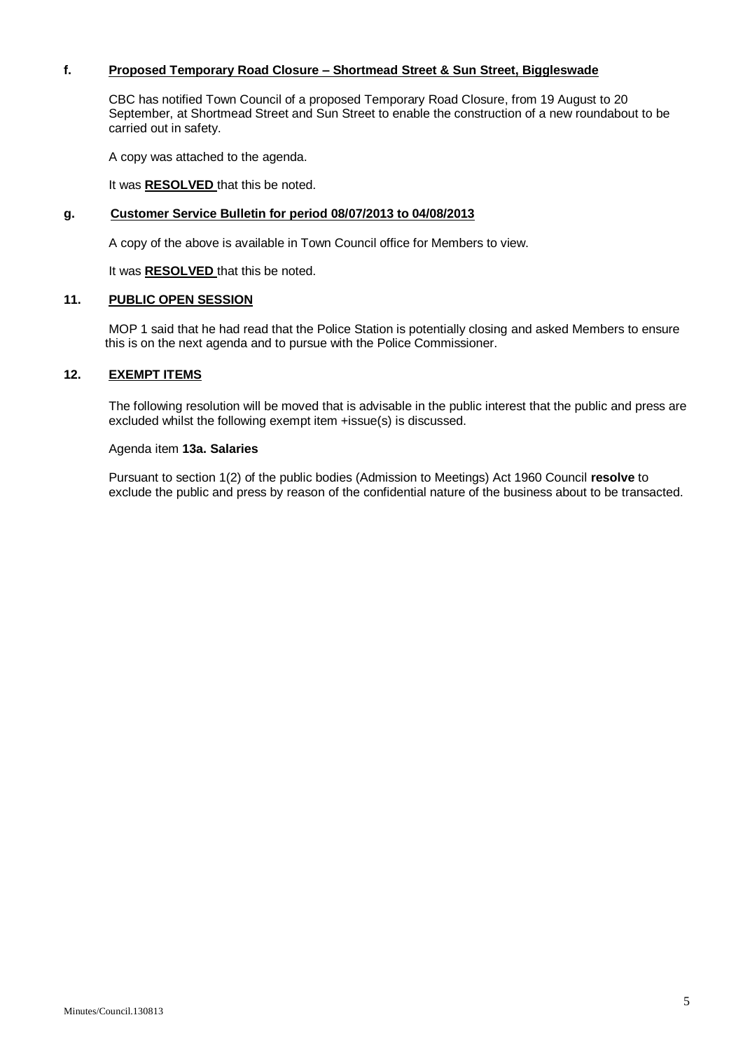**f. Proposed Temporary Road Closure – Shortmead Street & Sun Street, Biggleswade**

CBC has notified Town Council of a proposed Temporary Road Closure, from 19 August to 20 September, at Shortmead Street and Sun Street to enable the construction of a new roundabout to be carried out in safety.

A copy was attached to the agenda.

It was **RESOLVED** that this be noted.

**g. Customer Service Bulletin for period 08/07/2013 to 04/08/2013**

A copy of the above is available in Town Council office for Members to view.

It was **RESOLVED** that this be noted.

## 11. PUBLIC OPEN SESSION

MOP 1 said that he had read that the Police Station is potentially closing and asked Members to ensure this is on the next agenda and to pursue with the Police Commissioner.

## 12. EXEMPT ITEMS

The following resolution will be moved that is advisable in the public interest that the public and press are excluded whilst the following exempt item +issue(s) is discussed.

Agenda item **13a. Salaries**

Pursuant to section 1(2) of the public bodies (Admission to Meetings) Act 1960 Council **resolve** to exclude the public and press by reason of the confidential nature of the business about to be transacted.